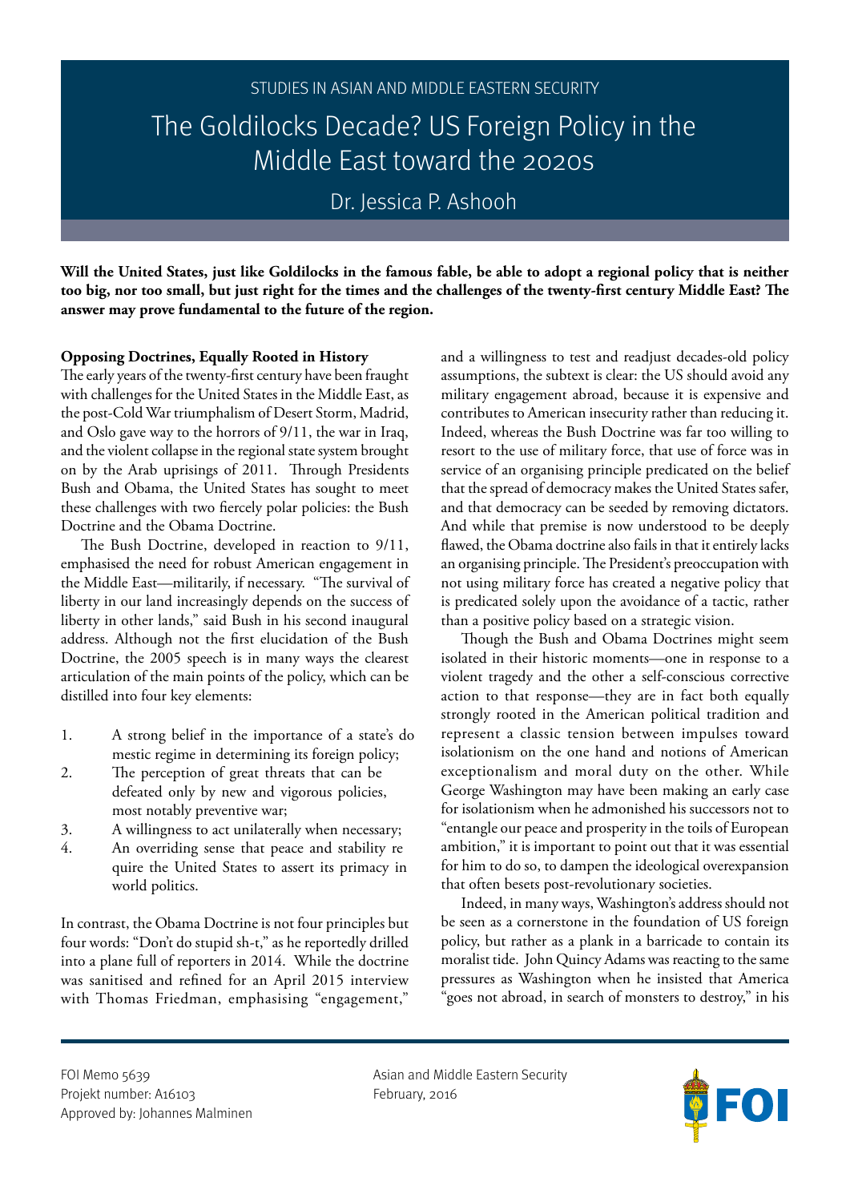STUDIES IN ASIAN AND MIDDLE EASTERN SECURITY

# The Goldilocks Decade? US Foreign Policy in the Middle East toward the 2020s

Dr. Jessica P. Ashooh

**Will the United States, just like Goldilocks in the famous fable, be able to adopt a regional policy that is neither too big, nor too small, but just right for the times and the challenges of the twenty-first century Middle East? The answer may prove fundamental to the future of the region.**

## Opposing Doctrines, Equally Rooted in History

The early years of the twenty-first century have been fraught with challenges for the United States in the Middle East, as the post-Cold War triumphalism of Desert Storm, Madrid, and Oslo gave way to the horrors of 9/11, the war in Iraq, and the violent collapse in the regional state system brought on by the Arab uprisings of 2011. Through Presidents Bush and Obama, the United States has sought to meet these challenges with two fiercely polar policies: the Bush Doctrine and the Obama Doctrine.

The Bush Doctrine, developed in reaction to 9/11, emphasised the need for robust American engagement in the Middle East—militarily, if necessary. "The survival of liberty in our land increasingly depends on the success of liberty in other lands," said Bush in his second inaugural address. Although not the first elucidation of the Bush Doctrine, the 2005 speech is in many ways the clearest articulation of the main points of the policy, which can be distilled into four key elements:

1. A strong belief in the importance of a state's domestic regime in determining its foreign policy;
2. The perception of great threats that can be defeated only by new and vigorous policies, most notably preventive war;
3. A willingness to act unilaterally when necessary;
4. An overriding sense that peace and stability require the United States to assert its primacy in world politics.

In contrast, the Obama Doctrine is not four principles but four words: "Don't do stupid sh-t," as he reportedly drilled into a plane full of reporters in 2014. While the doctrine was sanitised and refined for an April 2015 interview with Thomas Friedman, emphasising "engagement," and a willingness to test and readjust decades-old policy assumptions, the subtext is clear: the US should avoid any military engagement abroad, because it is expensive and contributes to American insecurity rather than reducing it. Indeed, whereas the Bush Doctrine was far too willing to resort to the use of military force, that use of force was in service of an organising principle predicated on the belief that the spread of democracy makes the United States safer, and that democracy can be seeded by removing dictators. And while that premise is now understood to be deeply flawed, the Obama doctrine also fails in that it entirely lacks an organising principle. The President's preoccupation with not using military force has created a negative policy that is predicated solely upon the avoidance of a tactic, rather than a positive policy based on a strategic vision.

Though the Bush and Obama Doctrines might seem isolated in their historic moments—one in response to a violent tragedy and the other a self-conscious corrective action to that response—they are in fact both equally strongly rooted in the American political tradition and represent a classic tension between impulses toward isolationism on the one hand and notions of American exceptionalism and moral duty on the other. While George Washington may have been making an early case for isolationism when he admonished his successors not to "entangle our peace and prosperity in the toils of European ambition," it is important to point out that it was essential for him to do so, to dampen the ideological overexpansion that often besets post-revolutionary societies.

Indeed, in many ways, Washington's address should not be seen as a cornerstone in the foundation of US foreign policy, but rather as a plank in a barricade to contain its moralist tide. John Quincy Adams was reacting to the same pressures as Washington when he insisted that America "goes not abroad, in search of monsters to destroy," in his

FOI Memo 5639
Projekt number: A16103
Approved by: Johannes Malminen

Asian and Middle Eastern Security
February, 2016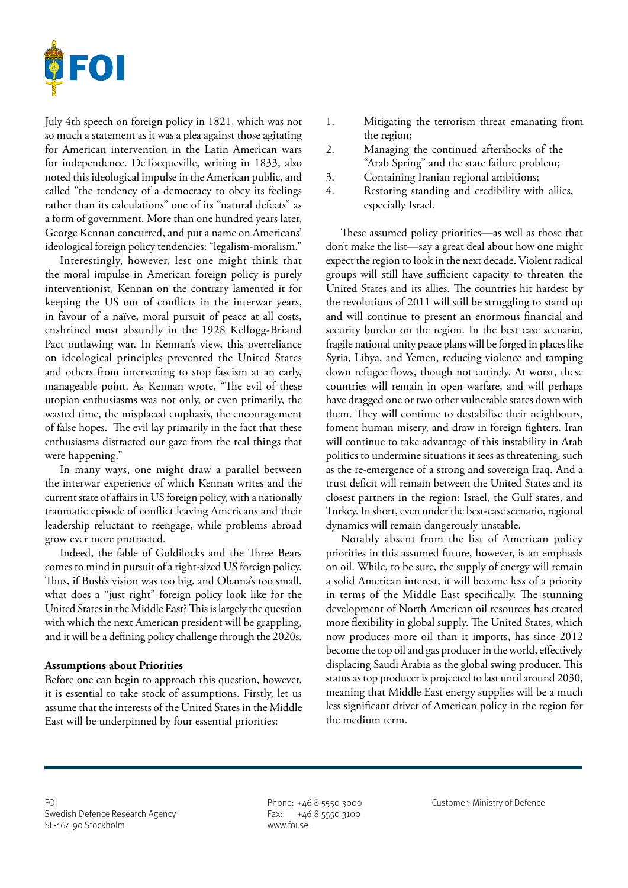July 4th speech on foreign policy in 1821, which was not so much a statement as it was a plea against those agitating for American intervention in the Latin American wars for independence. DeTocqueville, writing in 1833, also noted this ideological impulse in the American public, and called "the tendency of a democracy to obey its feelings rather than its calculations" one of its "natural defects" as a form of government. More than one hundred years later, George Kennan concurred, and put a name on Americans' ideological foreign policy tendencies: "legalism-moralism."

Interestingly, however, lest one might think that the moral impulse in American foreign policy is purely interventionist, Kennan on the contrary lamented it for keeping the US out of conflicts in the interwar years, in favour of a naïve, moral pursuit of peace at all costs, enshrined most absurdly in the 1928 Kellogg-Briand Pact outlawing war. In Kennan's view, this overreliance on ideological principles prevented the United States and others from intervening to stop fascism at an early, manageable point. As Kennan wrote, "The evil of these utopian enthusiasms was not only, or even primarily, the wasted time, the misplaced emphasis, the encouragement of false hopes. The evil lay primarily in the fact that these enthusiasms distracted our gaze from the real things that were happening."

In many ways, one might draw a parallel between the interwar experience of which Kennan writes and the current state of affairs in US foreign policy, with a nationally traumatic episode of conflict leaving Americans and their leadership reluctant to reengage, while problems abroad grow ever more protracted.

Indeed, the fable of Goldilocks and the Three Bears comes to mind in pursuit of a right-sized US foreign policy. Thus, if Bush's vision was too big, and Obama's too small, what does a "just right" foreign policy look like for the United States in the Middle East? This is largely the question with which the next American president will be grappling, and it will be a defining policy challenge through the 2020s.

**Assumptions about Priorities**

Before one can begin to approach this question, however, it is essential to take stock of assumptions. Firstly, let us assume that the interests of the United States in the Middle East will be underpinned by four essential priorities:

1. Mitigating the terrorism threat emanating from the region;
2. Managing the continued aftershocks of the "Arab Spring" and the state failure problem;
3. Containing Iranian regional ambitions;
4. Restoring standing and credibility with allies, especially Israel.

These assumed policy priorities—as well as those that don't make the list—say a great deal about how one might expect the region to look in the next decade. Violent radical groups will still have sufficient capacity to threaten the United States and its allies. The countries hit hardest by the revolutions of 2011 will still be struggling to stand up and will continue to present an enormous financial and security burden on the region. In the best case scenario, fragile national unity peace plans will be forged in places like Syria, Libya, and Yemen, reducing violence and tamping down refugee flows, though not entirely. At worst, these countries will remain in open warfare, and will perhaps have dragged one or two other vulnerable states down with them. They will continue to destabilise their neighbours, foment human misery, and draw in foreign fighters. Iran will continue to take advantage of this instability in Arab politics to undermine situations it sees as threatening, such as the re-emergence of a strong and sovereign Iraq. And a trust deficit will remain between the United States and its closest partners in the region: Israel, the Gulf states, and Turkey. In short, even under the best-case scenario, regional dynamics will remain dangerously unstable.

Notably absent from the list of American policy priorities in this assumed future, however, is an emphasis on oil. While, to be sure, the supply of energy will remain a solid American interest, it will become less of a priority in terms of the Middle East specifically. The stunning development of North American oil resources has created more flexibility in global supply. The United States, which now produces more oil than it imports, has since 2012 become the top oil and gas producer in the world, effectively displacing Saudi Arabia as the global swing producer. This status as top producer is projected to last until around 2030, meaning that Middle East energy supplies will be a much less significant driver of American policy in the region for the medium term.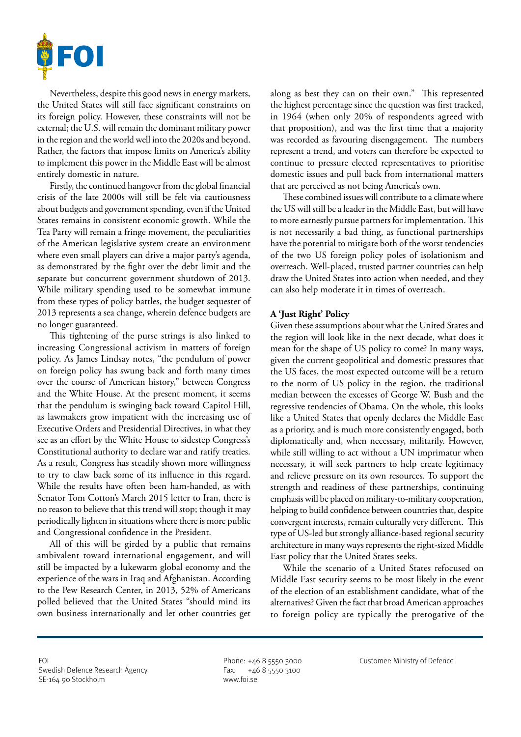Nevertheless, despite this good news in energy markets, the United States will still face significant constraints on its foreign policy. However, these constraints will not be external; the U.S. will remain the dominant military power in the region and the world well into the 2020s and beyond. Rather, the factors that impose limits on America's ability to implement this power in the Middle East will be almost entirely domestic in nature.

Firstly, the continued hangover from the global financial crisis of the late 2000s will still be felt via cautiousness about budgets and government spending, even if the United States remains in consistent economic growth. While the Tea Party will remain a fringe movement, the peculiarities of the American legislative system create an environment where even small players can drive a major party's agenda, as demonstrated by the fight over the debt limit and the separate but concurrent government shutdown of 2013. While military spending used to be somewhat immune from these types of policy battles, the budget sequester of 2013 represents a sea change, wherein defence budgets are no longer guaranteed.

This tightening of the purse strings is also linked to increasing Congressional activism in matters of foreign policy. As James Lindsay notes, "the pendulum of power on foreign policy has swung back and forth many times over the course of American history," between Congress and the White House. At the present moment, it seems that the pendulum is swinging back toward Capitol Hill, as lawmakers grow impatient with the increasing use of Executive Orders and Presidential Directives, in what they see as an effort by the White House to sidestep Congress's Constitutional authority to declare war and ratify treaties. As a result, Congress has steadily shown more willingness to try to claw back some of its influence in this regard. While the results have often been ham-handed, as with Senator Tom Cotton's March 2015 letter to Iran, there is no reason to believe that this trend will stop; though it may periodically lighten in situations where there is more public and Congressional confidence in the President.

All of this will be girded by a public that remains ambivalent toward international engagement, and will still be impacted by a lukewarm global economy and the experience of the wars in Iraq and Afghanistan. According to the Pew Research Center, in 2013, 52% of Americans polled believed that the United States "should mind its own business internationally and let other countries get along as best they can on their own." This represented the highest percentage since the question was first tracked, in 1964 (when only 20% of respondents agreed with that proposition), and was the first time that a majority was recorded as favouring disengagement. The numbers represent a trend, and voters can therefore be expected to continue to pressure elected representatives to prioritise domestic issues and pull back from international matters that are perceived as not being America's own.

These combined issues will contribute to a climate where the US will still be a leader in the Middle East, but will have to more earnestly pursue partners for implementation. This is not necessarily a bad thing, as functional partnerships have the potential to mitigate both of the worst tendencies of the two US foreign policy poles of isolationism and overreach. Well-placed, trusted partner countries can help draw the United States into action when needed, and they can also help moderate it in times of overreach.

**A 'Just Right' Policy**

Given these assumptions about what the United States and the region will look like in the next decade, what does it mean for the shape of US policy to come? In many ways, given the current geopolitical and domestic pressures that the US faces, the most expected outcome will be a return to the norm of US policy in the region, the traditional median between the excesses of George W. Bush and the regressive tendencies of Obama. On the whole, this looks like a United States that openly declares the Middle East as a priority, and is much more consistently engaged, both diplomatically and, when necessary, militarily. However, while still willing to act without a UN imprimatur when necessary, it will seek partners to help create legitimacy and relieve pressure on its own resources. To support the strength and readiness of these partnerships, continuing emphasis will be placed on military-to-military cooperation, helping to build confidence between countries that, despite convergent interests, remain culturally very different. This type of US-led but strongly alliance-based regional security architecture in many ways represents the right-sized Middle East policy that the United States seeks.

While the scenario of a United States refocused on Middle East security seems to be most likely in the event of the election of an establishment candidate, what of the alternatives? Given the fact that broad American approaches to foreign policy are typically the prerogative of the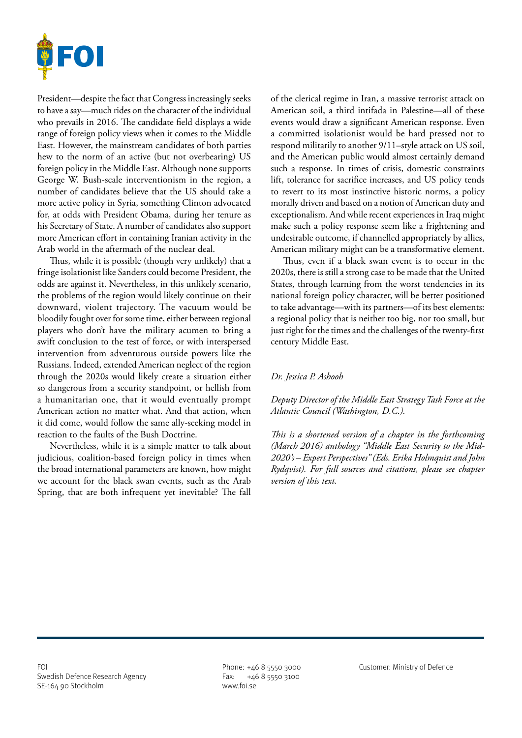President—despite the fact that Congress increasingly seeks to have a say—much rides on the character of the individual who prevails in 2016. The candidate field displays a wide range of foreign policy views when it comes to the Middle East. However, the mainstream candidates of both parties hew to the norm of an active (but not overbearing) US foreign policy in the Middle East. Although none supports George W. Bush-scale interventionism in the region, a number of candidates believe that the US should take a more active policy in Syria, something Clinton advocated for, at odds with President Obama, during her tenure as his Secretary of State. A number of candidates also support more American effort in containing Iranian activity in the Arab world in the aftermath of the nuclear deal.

Thus, while it is possible (though very unlikely) that a fringe isolationist like Sanders could become President, the odds are against it. Nevertheless, in this unlikely scenario, the problems of the region would likely continue on their downward, violent trajectory. The vacuum would be bloodily fought over for some time, either between regional players who don't have the military acumen to bring a swift conclusion to the test of force, or with interspersed intervention from adventurous outside powers like the Russians. Indeed, extended American neglect of the region through the 2020s would likely create a situation either so dangerous from a security standpoint, or hellish from a humanitarian one, that it would eventually prompt American action no matter what. And that action, when it did come, would follow the same ally-seeking model in reaction to the faults of the Bush Doctrine.

Nevertheless, while it is a simple matter to talk about judicious, coalition-based foreign policy in times when the broad international parameters are known, how might we account for the black swan events, such as the Arab Spring, that are both infrequent yet inevitable? The fall of the clerical regime in Iran, a massive terrorist attack on American soil, a third intifada in Palestine—all of these events would draw a significant American response. Even a committed isolationist would be hard pressed not to respond militarily to another 9/11–style attack on US soil, and the American public would almost certainly demand such a response. In times of crisis, domestic constraints lift, tolerance for sacrifice increases, and US policy tends to revert to its most instinctive historic norms, a policy morally driven and based on a notion of American duty and exceptionalism. And while recent experiences in Iraq might make such a policy response seem like a frightening and undesirable outcome, if channelled appropriately by allies, American military might can be a transformative element.

Thus, even if a black swan event is to occur in the 2020s, there is still a strong case to be made that the United States, through learning from the worst tendencies in its national foreign policy character, will be better positioned to take advantage—with its partners—of its best elements: a regional policy that is neither too big, nor too small, but just right for the times and the challenges of the twenty-first century Middle East.

*Dr. Jessica P. Ashooh*

*Deputy Director of the Middle East Strategy Task Force at the Atlantic Council (Washington, D.C.).*

*This is a shortened version of a chapter in the forthcoming (March 2016) anthology "Middle East Security to the Mid-2020's – Expert Perspectives" (Eds. Erika Holmquist and John Rydqvist). For full sources and citations, please see chapter version of this text.*

FOI
Swedish Defence Research Agency
SE-164 90 Stockholm

Phone: +46 8 5550 3000
Fax: +46 8 5550 3100
www.foi.se

Customer: Ministry of Defence